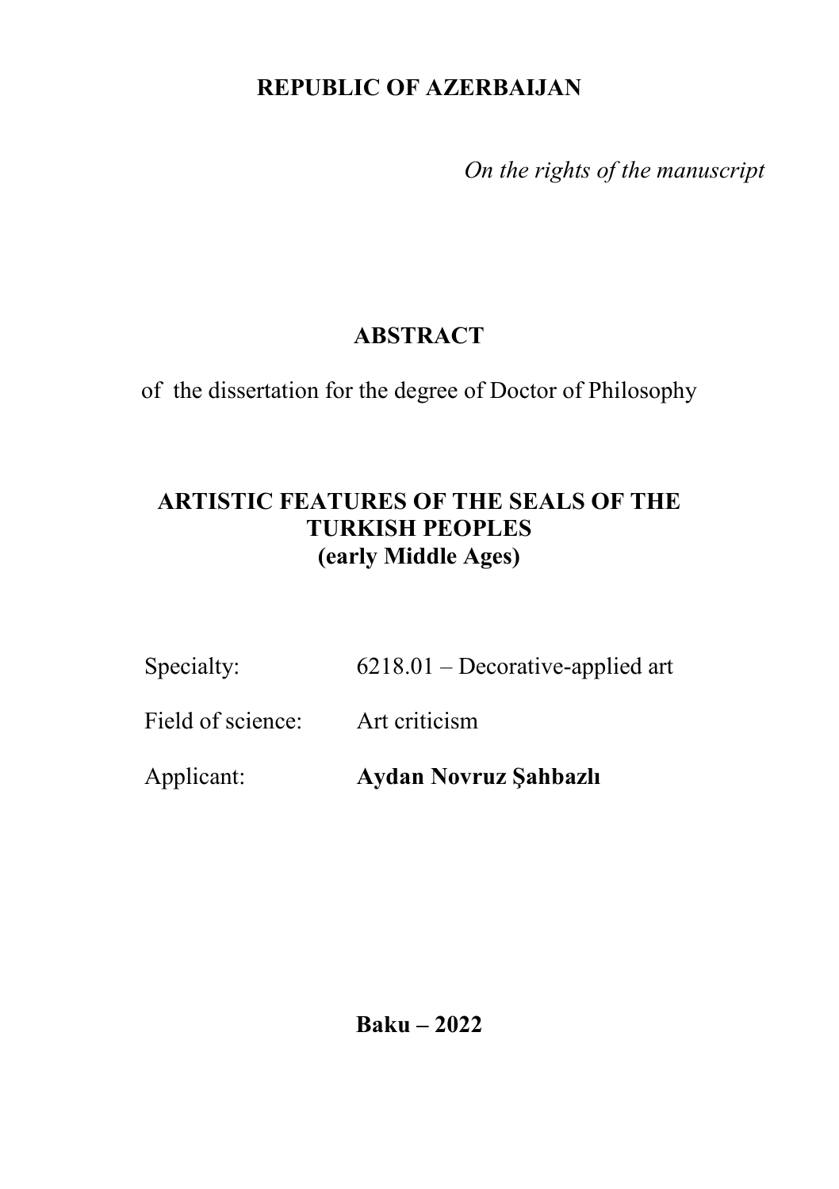**REPUBLIC OF AZERBAIJAN**

*On the rights of the manuscript*

# ABSTRACT

of the dissertation for the degree of Doctor of Philosophy

## ARTISTIC FEATURES OF THE SEALS OF THE TURKISH PEOPLES (early Middle Ages)

Specialty: 6218.01 – Decorative-applied art

Field of science: Art criticism

Applicant: **Aydan Novruz Şahbazlı**

**Baku – 2022**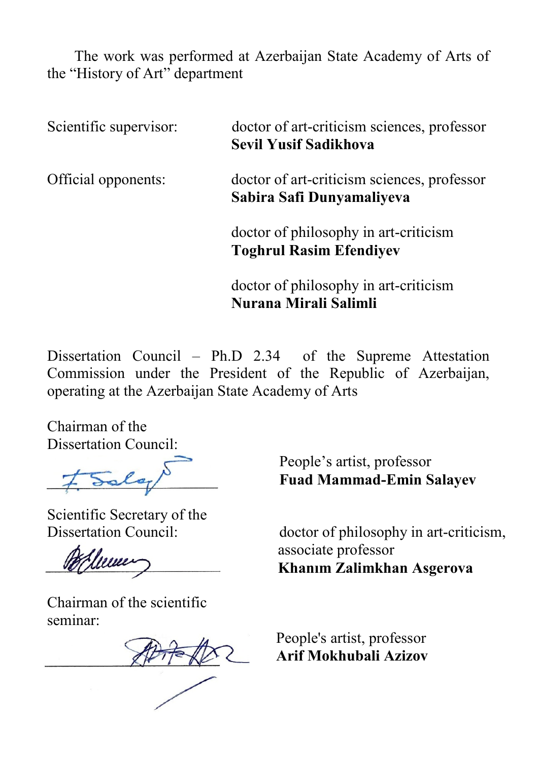The work was performed at Azerbaijan State Academy of Arts of the "History of Art" department

Scientific supervisor: doctor of art-criticism sciences, professor
**Sevil Yusif Sadikhova**

Official opponents: doctor of art-criticism sciences, professor
**Sabira Safi Dunyamaliyeva**

doctor of philosophy in art-criticism
**Toghrul Rasim Efendiyev**

doctor of philosophy in art-criticism
**Nurana Mirali Salimli**

Dissertation Council – Ph.D 2.34 of the Supreme Attestation Commission under the President of the Republic of Azerbaijan, operating at the Azerbaijan State Academy of Arts

Chairman of the Dissertation Council:

People's artist, professor
**Fuad Mammad-Emin Salayev**

Scientific Secretary of the Dissertation Council:

doctor of philosophy in art-criticism, associate professor
**Khanım Zalimkhan Asgerova**

Chairman of the scientific seminar:

People's artist, professor
**Arif Mokhubali Azizov**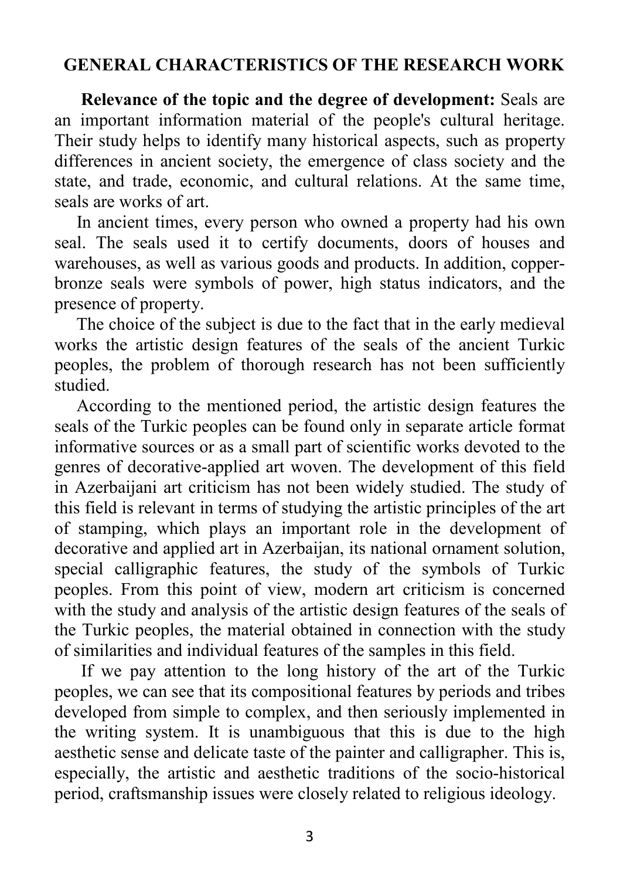## GENERAL CHARACTERISTICS OF THE RESEARCH WORK

**Relevance of the topic and the degree of development:** Seals are an important information material of the people's cultural heritage. Their study helps to identify many historical aspects, such as property differences in ancient society, the emergence of class society and the state, and trade, economic, and cultural relations. At the same time, seals are works of art.

In ancient times, every person who owned a property had his own seal. The seals used it to certify documents, doors of houses and warehouses, as well as various goods and products. In addition, copper-bronze seals were symbols of power, high status indicators, and the presence of property.

The choice of the subject is due to the fact that in the early medieval works the artistic design features of the seals of the ancient Turkic peoples, the problem of thorough research has not been sufficiently studied.

According to the mentioned period, the artistic design features the seals of the Turkic peoples can be found only in separate article format informative sources or as a small part of scientific works devoted to the genres of decorative-applied art woven. The development of this field in Azerbaijani art criticism has not been widely studied. The study of this field is relevant in terms of studying the artistic principles of the art of stamping, which plays an important role in the development of decorative and applied art in Azerbaijan, its national ornament solution, special calligraphic features, the study of the symbols of Turkic peoples. From this point of view, modern art criticism is concerned with the study and analysis of the artistic design features of the seals of the Turkic peoples, the material obtained in connection with the study of similarities and individual features of the samples in this field.

If we pay attention to the long history of the art of the Turkic peoples, we can see that its compositional features by periods and tribes developed from simple to complex, and then seriously implemented in the writing system. It is unambiguous that this is due to the high aesthetic sense and delicate taste of the painter and calligrapher. This is, especially, the artistic and aesthetic traditions of the socio-historical period, craftsmanship issues were closely related to religious ideology.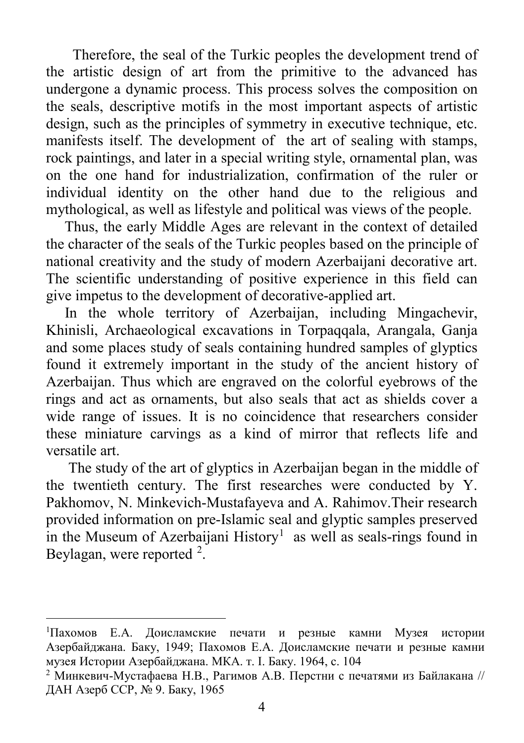Therefore, the seal of the Turkic peoples the development trend of the artistic design of art from the primitive to the advanced has undergone a dynamic process. This process solves the composition on the seals, descriptive motifs in the most important aspects of artistic design, such as the principles of symmetry in executive technique, etc. manifests itself. The development of the art of sealing with stamps, rock paintings, and later in a special writing style, ornamental plan, was on the one hand for industrialization, confirmation of the ruler or individual identity on the other hand due to the religious and mythological, as well as lifestyle and political was views of the people.

Thus, the early Middle Ages are relevant in the context of detailed the character of the seals of the Turkic peoples based on the principle of national creativity and the study of modern Azerbaijani decorative art. The scientific understanding of positive experience in this field can give impetus to the development of decorative-applied art.

In the whole territory of Azerbaijan, including Mingachevir, Khinisli, Archaeological excavations in Torpaqqala, Arangala, Ganja and some places study of seals containing hundred samples of glyptics found it extremely important in the study of the ancient history of Azerbaijan. Thus which are engraved on the colorful eyebrows of the rings and act as ornaments, but also seals that act as shields cover a wide range of issues. It is no coincidence that researchers consider these miniature carvings as a kind of mirror that reflects life and versatile art.

The study of the art of glyptics in Azerbaijan began in the middle of the twentieth century. The first researches were conducted by Y. Pakhomov, N. Minkevich-Mustafayeva and A. Rahimov.Their research provided information on pre-Islamic seal and glyptic samples preserved in the Museum of Azerbaijani History[1] as well as seals-rings found in Beylagan, were reported [2].

---

[1]Пахомов Е.А. Доисламские печати и резные камни Музея истории Азербайджана. Баку, 1949; Пахомов Е.А. Доисламские печати и резные камни музея Истории Азербайджана. МКА. т. I. Баку. 1964, с. 104

[2] Минкевич-Мустафаева Н.В., Рагимов А.В. Перстни с печатями из Байлакана // ДАН Азерб ССР, № 9. Баку, 1965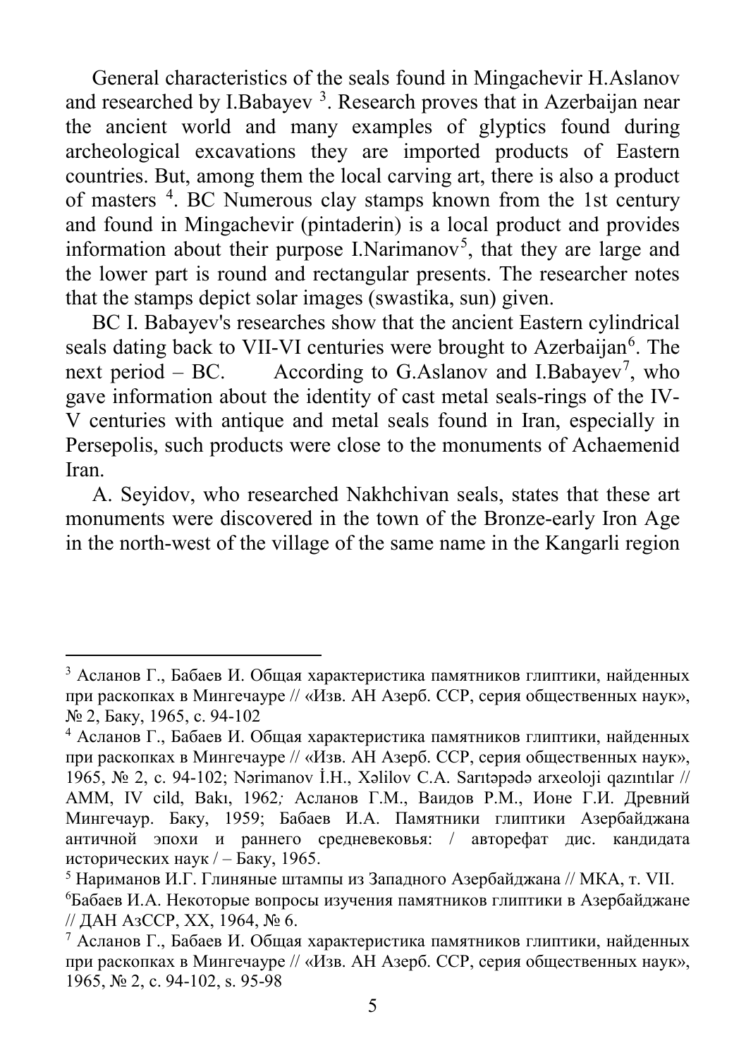General characteristics of the seals found in Mingachevir H.Aslanov and researched by I.Babayev [3]. Research proves that in Azerbaijan near the ancient world and many examples of glyptics found during archeological excavations they are imported products of Eastern countries. But, among them the local carving art, there is also a product of masters [4]. BC Numerous clay stamps known from the 1st century and found in Mingachevir (pintaderin) is a local product and provides information about their purpose I.Narimanov[5], that they are large and the lower part is round and rectangular presents. The researcher notes that the stamps depict solar images (swastika, sun) given.

BC I. Babayev's researches show that the ancient Eastern cylindrical seals dating back to VII-VI centuries were brought to Azerbaijan[6]. The next period – BC. According to G.Aslanov and I.Babayev[7], who gave information about the identity of cast metal seals-rings of the IV-V centuries with antique and metal seals found in Iran, especially in Persepolis, such products were close to the monuments of Achaemenid Iran.

A. Seyidov, who researched Nakhchivan seals, states that these art monuments were discovered in the town of the Bronze-early Iron Age in the north-west of the village of the same name in the Kangarli region

---

[3] Асланов Г., Бабаев И. Общая характеристика памятников глиптики, найденных при раскопках в Мингечауре // «Изв. АН Азерб. ССР, серия общественных наук», № 2, Баку, 1965, с. 94-102

[4] Асланов Г., Бабаев И. Общая характеристика памятников глиптики, найденных при раскопках в Мингечауре // «Изв. АН Азерб. ССР, серия общественных наук», 1965, № 2, с. 94-102; Nərimanov İ.H., Xəlilov C.A. Sarıtəpədə arxeoloji qazıntılar // AMM, IV cild, Bakı, 1962; Асланов Г.М., Ваидов Р.М., Ионе Г.И. Древний Мингечаур. Баку, 1959; Бабаев И.А. Памятники глиптики Азербайджана античной эпохи и раннего средневековья: / автореферат дис. кандидата исторических наук / – Баку, 1965.

[5] Нариманов И.Г. Глиняные штампы из Западного Азербайджана // МКА, т. VII.

[6] Бабаев И.А. Некоторые вопросы изучения памятников глиптики в Азербайджане // ДАН АзССР, XX, 1964, № 6.

[7] Асланов Г., Бабаев И. Общая характеристика памятников глиптики, найденных при раскопках в Мингечауре // «Изв. АН Азерб. ССР, серия общественных наук», 1965, № 2, с. 94-102, s. 95-98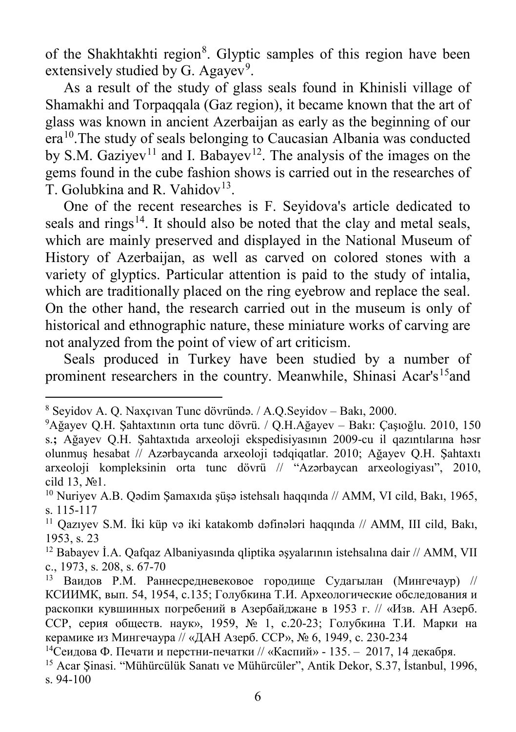of the Shakhtakhti region[8]. Glyptic samples of this region have been extensively studied by G. Agayev[9].

As a result of the study of glass seals found in Khinisli village of Shamakhi and Torpaqqala (Gaz region), it became known that the art of glass was known in ancient Azerbaijan as early as the beginning of our era[10].The study of seals belonging to Caucasian Albania was conducted by S.M. Gaziyev[11] and I. Babayev[12]. The analysis of the images on the gems found in the cube fashion shows is carried out in the researches of T. Golubkina and R. Vahidov[13].

One of the recent researches is F. Seyidova's article dedicated to seals and rings[14]. It should also be noted that the clay and metal seals, which are mainly preserved and displayed in the National Museum of History of Azerbaijan, as well as carved on colored stones with a variety of glyptics. Particular attention is paid to the study of intalia, which are traditionally placed on the ring eyebrow and replace the seal. On the other hand, the research carried out in the museum is only of historical and ethnographic nature, these miniature works of carving are not analyzed from the point of view of art criticism.

Seals produced in Turkey have been studied by a number of prominent researchers in the country. Meanwhile, Shinasi Acar's[15]and

---

[8] Seyidov A. Q. Naxçıvan Tunc dövründə. / A.Q.Seyidov – Bakı, 2000.

[9] Ağayev Q.H. Şahtaxtının orta tunc dövrü. / Q.H.Ağayev – Bakı: Çaşıoğlu. 2010, 150 s.; Ağayev Q.H. Şahtaxtıda arxeoloji ekspedisiyasının 2009-cu il qazıntılarına həsr olunmuş hesabat // Azərbaycanda arxeoloji tədqiqatlar. 2010; Ağayev Q.H. Şahtaxtı arxeoloji kompleksinin orta tunc dövrü // "Azərbaycan arxeologiyası", 2010, cild 13, №1.

[10] Nuriyev A.B. Qədim Şamaxıda şüşə istehsalı haqqında // AMM, VI cild, Bakı, 1965, s. 115-117

[11] Qazıyev S.M. İki küp və iki katakomb dəfinələri haqqında // AMM, III cild, Bakı, 1953, s. 23

[12] Babayev İ.A. Qafqaz Albaniyasında qliptika əşyalarının istehsalına dair // AMM, VII c., 1973, s. 208, s. 67-70

[13] Ваидов Р.М. Раннесредневековое городище Судагылан (Мингечаур) // КСИИМК, вып. 54, 1954, с.135; Голубкина Т.И. Археологические обследования и раскопки кувшинных погребений в Азербайджане в 1953 г. // «Изв. АН Азерб. ССР, серия обществ. наук», 1959, № 1, с.20-23; Голубкина Т.И. Марки на керамике из Мингечаура // «ДАН Азерб. ССР», № 6, 1949, с. 230-234

[14] Сеидова Ф. Печати и перстни-печатки // «Каспий» - 135. – 2017, 14 декабря.

[15] Acar Şinasi. "Mühürcülük Sanatı ve Mühürcüler", Antik Dekor, S.37, İstanbul, 1996, s. 94-100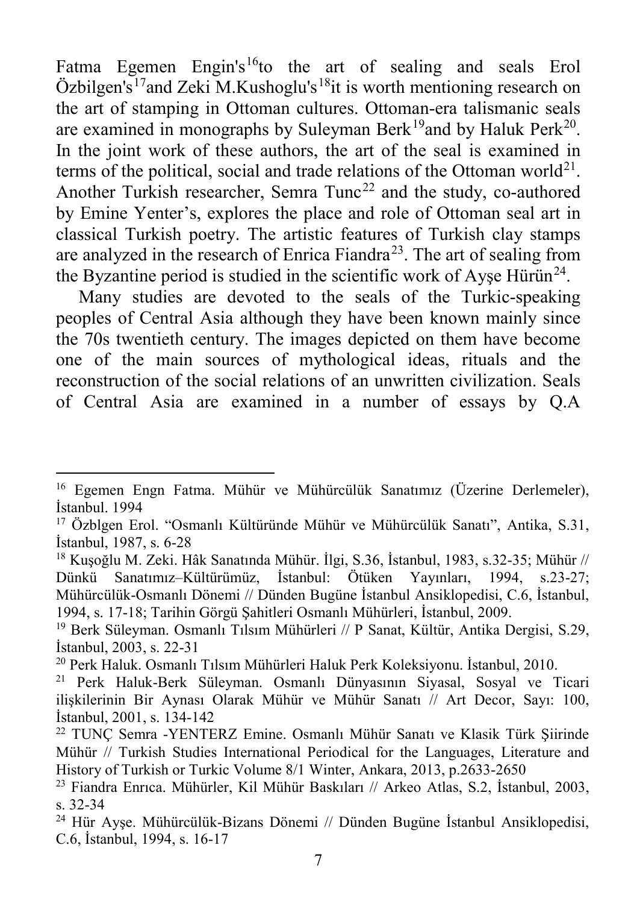Fatma Egemen Engin's[16]to the art of sealing and seals Erol Özbilgen's[17]and Zeki M.Kushoglu's[18]it is worth mentioning research on the art of stamping in Ottoman cultures. Ottoman-era talismanic seals are examined in monographs by Suleyman Berk[19]and by Haluk Perk[20]. In the joint work of these authors, the art of the seal is examined in terms of the political, social and trade relations of the Ottoman world[21]. Another Turkish researcher, Semra Tunc[22] and the study, co-authored by Emine Yenter's, explores the place and role of Ottoman seal art in classical Turkish poetry. The artistic features of Turkish clay stamps are analyzed in the research of Enrica Fiandra[23]. The art of sealing from the Byzantine period is studied in the scientific work of Ayşe Hürün[24].

Many studies are devoted to the seals of the Turkic-speaking peoples of Central Asia although they have been known mainly since the 70s twentieth century. The images depicted on them have become one of the main sources of mythological ideas, rituals and the reconstruction of the social relations of an unwritten civilization. Seals of Central Asia are examined in a number of essays by Q.A

---

[16] Egemen Engn Fatma. Mühür ve Mühürcülük Sanatımız (Üzerine Derlemeler), İstanbul. 1994

[17] Özblgen Erol. "Osmanlı Kültüründe Mühür ve Mühürcülük Sanatı", Antika, S.31, İstanbul, 1987, s. 6-28

[18] Kuşoğlu M. Zeki. Hâk Sanatında Mühür. İlgi, S.36, İstanbul, 1983, s.32-35; Mühür // Dünkü Sanatımız–Kültürümüz, İstanbul: Ötüken Yayınları, 1994, s.23-27; Mühürcülük-Osmanlı Dönemi // Dünden Bugüne İstanbul Ansiklopedisi, C.6, İstanbul, 1994, s. 17-18; Tarihin Görgü Şahitleri Osmanlı Mühürleri, İstanbul, 2009.

[19] Berk Süleyman. Osmanlı Tılsım Mühürleri // P Sanat, Kültür, Antika Dergisi, S.29, İstanbul, 2003, s. 22-31

[20] Perk Haluk. Osmanlı Tılsım Mühürleri Haluk Perk Koleksiyonu. İstanbul, 2010.

[21] Perk Haluk-Berk Süleyman. Osmanlı Dünyasının Siyasal, Sosyal ve Ticari ilişkilerinin Bir Aynası Olarak Mühür ve Mühür Sanatı // Art Decor, Sayı: 100, İstanbul, 2001, s. 134-142

[22] TUNÇ Semra -YENTERZ Emine. Osmanlı Mühür Sanatı ve Klasik Türk Şiirinde Mühür // Turkish Studies International Periodical for the Languages, Literature and History of Turkish or Turkic Volume 8/1 Winter, Ankara, 2013, p.2633-2650

[23] Fiandra Enrıca. Mühürler, Kil Mühür Baskıları // Arkeo Atlas, S.2, İstanbul, 2003, s. 32-34

[24] Hür Ayşe. Mühürcülük-Bizans Dönemi // Dünden Bugüne İstanbul Ansiklopedisi, C.6, İstanbul, 1994, s. 16-17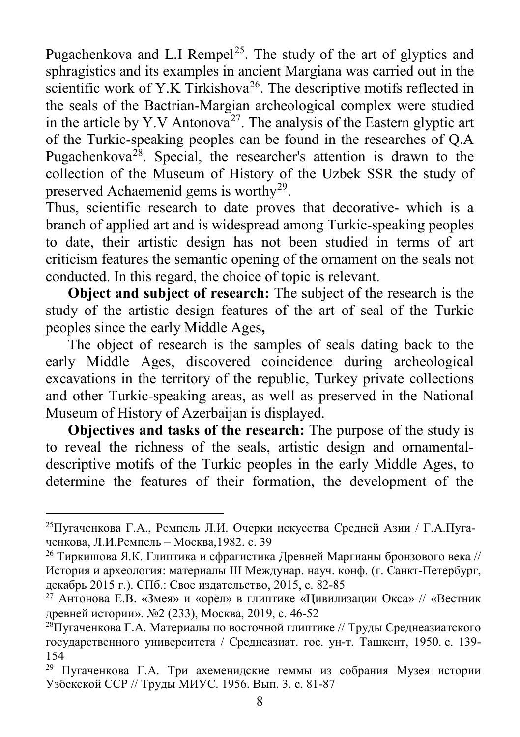Pugachenkova and L.I Rempel[25]. The study of the art of glyptics and sphragistics and its examples in ancient Margiana was carried out in the scientific work of Y.K Tirkishova[26]. The descriptive motifs reflected in the seals of the Bactrian-Margian archeological complex were studied in the article by Y.V Antonova[27]. The analysis of the Eastern glyptic art of the Turkic-speaking peoples can be found in the researches of Q.A Pugachenkova[28]. Special, the researcher's attention is drawn to the collection of the Museum of History of the Uzbek SSR the study of preserved Achaemenid gems is worthy[29].

Thus, scientific research to date proves that decorative- which is a branch of applied art and is widespread among Turkic-speaking peoples to date, their artistic design has not been studied in terms of art criticism features the semantic opening of the ornament on the seals not conducted. In this regard, the choice of topic is relevant.

**Object and subject of research:** The subject of the research is the study of the artistic design features of the art of seal of the Turkic peoples since the early Middle Ages**,**

The object of research is the samples of seals dating back to the early Middle Ages, discovered coincidence during archeological excavations in the territory of the republic, Turkey private collections and other Turkic-speaking areas, as well as preserved in the National Museum of History of Azerbaijan is displayed.

**Objectives and tasks of the research:** The purpose of the study is to reveal the richness of the seals, artistic design and ornamental-descriptive motifs of the Turkic peoples in the early Middle Ages, to determine the features of their formation, the development of the

---

[25] Пугаченкова Г.А., Ремпель Л.И. Очерки искусства Средней Азии / Г.А.Пугаченкова, Л.И.Ремпель – Москва,1982. с. 39

[26] Тиркишова Я.К. Глиптика и сфрагистика Древней Маргианы бронзового века // История и археология: материалы III Междунар. науч. конф. (г. Санкт-Петербург, декабрь 2015 г.). СПб.: Свое издательство, 2015, с. 82-85

[27] Антонова Е.В. «Змея» и «орёл» в глиптике «Цивилизации Окса» // «Вестник древней истории». №2 (233), Москва, 2019, с. 46-52

[28] Пугаченкова Г.А. Материалы по восточной глиптике // Труды Среднеазиатского государственного университета / Среднеазиат. гос. ун-т. Ташкент, 1950. с. 139-154

[29] Пугаченкова Г.А. Три ахеменидские геммы из собрания Музея истории Узбекской ССР // Труды МИУС. 1956. Вып. 3. с. 81-87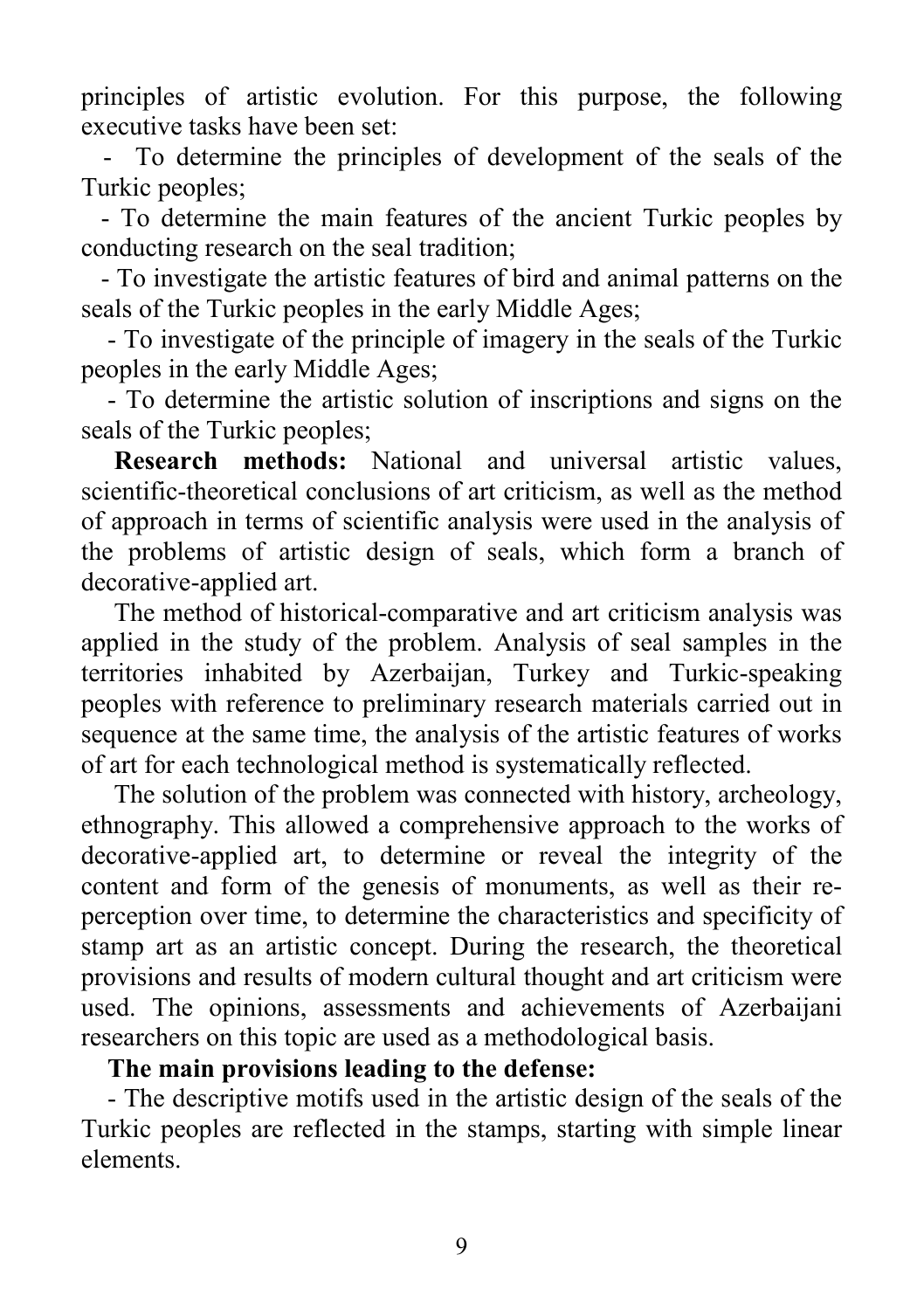principles of artistic evolution. For this purpose, the following executive tasks have been set:

- To determine the principles of development of the seals of the Turkic peoples;
- To determine the main features of the ancient Turkic peoples by conducting research on the seal tradition;
- To investigate the artistic features of bird and animal patterns on the seals of the Turkic peoples in the early Middle Ages;
- To investigate of the principle of imagery in the seals of the Turkic peoples in the early Middle Ages;
- To determine the artistic solution of inscriptions and signs on the seals of the Turkic peoples;

**Research methods:** National and universal artistic values, scientific-theoretical conclusions of art criticism, as well as the method of approach in terms of scientific analysis were used in the analysis of the problems of artistic design of seals, which form a branch of decorative-applied art.

The method of historical-comparative and art criticism analysis was applied in the study of the problem. Analysis of seal samples in the territories inhabited by Azerbaijan, Turkey and Turkic-speaking peoples with reference to preliminary research materials carried out in sequence at the same time, the analysis of the artistic features of works of art for each technological method is systematically reflected.

The solution of the problem was connected with history, archeology, ethnography. This allowed a comprehensive approach to the works of decorative-applied art, to determine or reveal the integrity of the content and form of the genesis of monuments, as well as their re-perception over time, to determine the characteristics and specificity of stamp art as an artistic concept. During the research, the theoretical provisions and results of modern cultural thought and art criticism were used. The opinions, assessments and achievements of Azerbaijani researchers on this topic are used as a methodological basis.

**The main provisions leading to the defense:**

- The descriptive motifs used in the artistic design of the seals of the Turkic peoples are reflected in the stamps, starting with simple linear elements.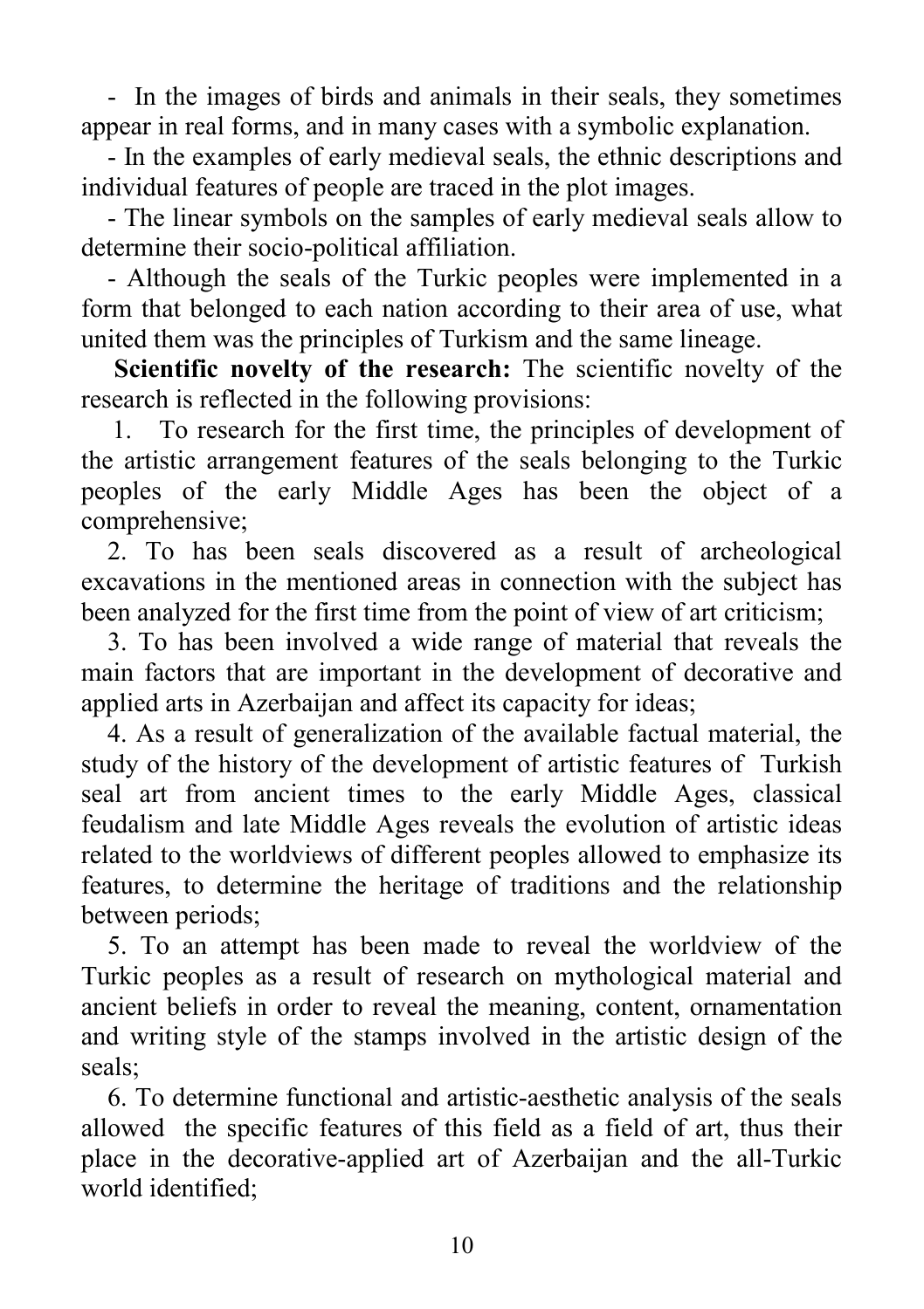- In the images of birds and animals in their seals, they sometimes appear in real forms, and in many cases with a symbolic explanation.

- In the examples of early medieval seals, the ethnic descriptions and individual features of people are traced in the plot images.

- The linear symbols on the samples of early medieval seals allow to determine their socio-political affiliation.

- Although the seals of the Turkic peoples were implemented in a form that belonged to each nation according to their area of use, what united them was the principles of Turkism and the same lineage.

**Scientific novelty of the research:** The scientific novelty of the research is reflected in the following provisions:

1. To research for the first time, the principles of development of the artistic arrangement features of the seals belonging to the Turkic peoples of the early Middle Ages has been the object of a comprehensive;
2. To has been seals discovered as a result of archeological excavations in the mentioned areas in connection with the subject has been analyzed for the first time from the point of view of art criticism;
3. To has been involved a wide range of material that reveals the main factors that are important in the development of decorative and applied arts in Azerbaijan and affect its capacity for ideas;
4. As a result of generalization of the available factual material, the study of the history of the development of artistic features of Turkish seal art from ancient times to the early Middle Ages, classical feudalism and late Middle Ages reveals the evolution of artistic ideas related to the worldviews of different peoples allowed to emphasize its features, to determine the heritage of traditions and the relationship between periods;
5. To an attempt has been made to reveal the worldview of the Turkic peoples as a result of research on mythological material and ancient beliefs in order to reveal the meaning, content, ornamentation and writing style of the stamps involved in the artistic design of the seals;
6. To determine functional and artistic-aesthetic analysis of the seals allowed the specific features of this field as a field of art, thus their place in the decorative-applied art of Azerbaijan and the all-Turkic world identified;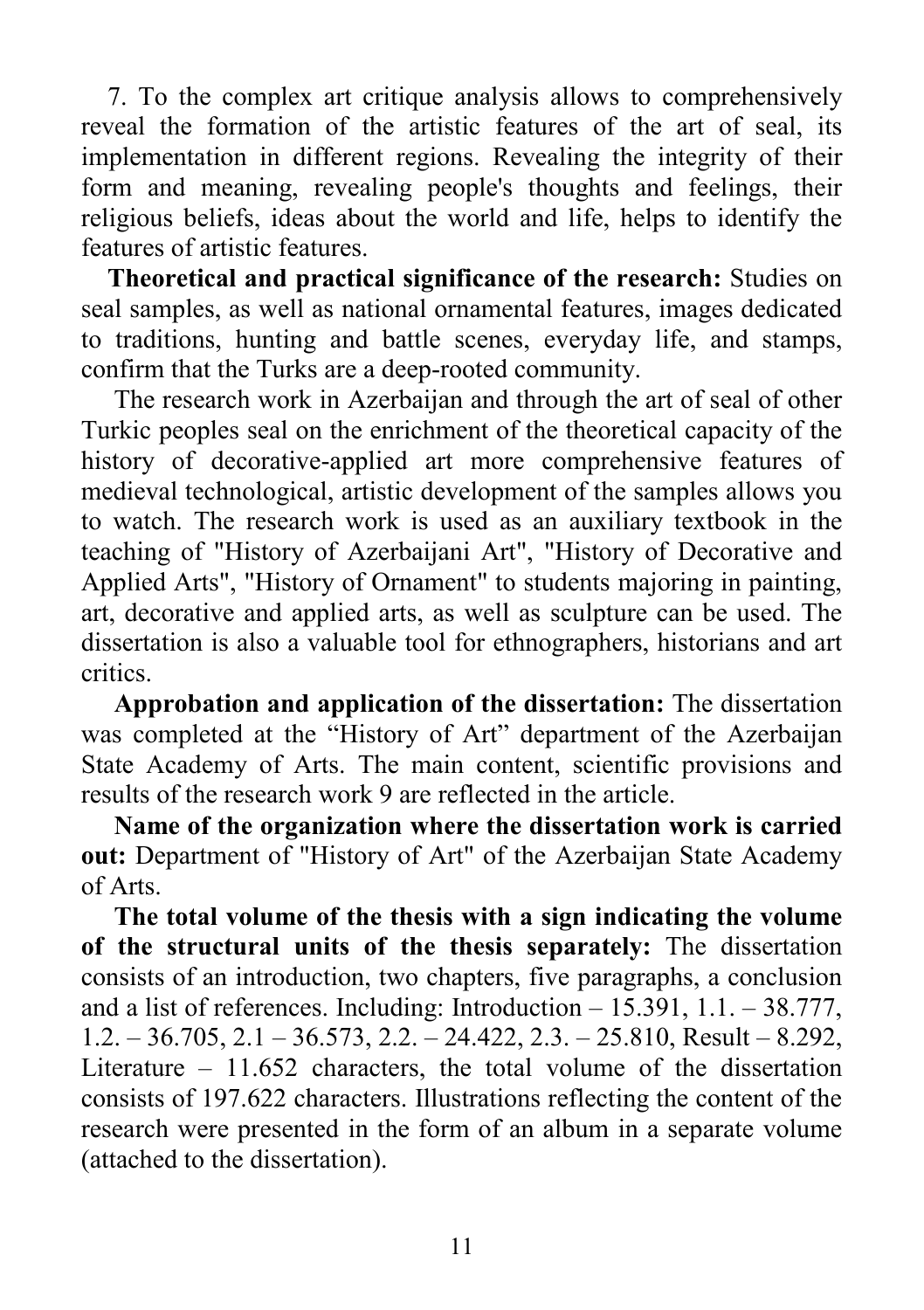7. To the complex art critique analysis allows to comprehensively reveal the formation of the artistic features of the art of seal, its implementation in different regions. Revealing the integrity of their form and meaning, revealing people's thoughts and feelings, their religious beliefs, ideas about the world and life, helps to identify the features of artistic features.

**Theoretical and practical significance of the research:** Studies on seal samples, as well as national ornamental features, images dedicated to traditions, hunting and battle scenes, everyday life, and stamps, confirm that the Turks are a deep-rooted community.

The research work in Azerbaijan and through the art of seal of other Turkic peoples seal on the enrichment of the theoretical capacity of the history of decorative-applied art more comprehensive features of medieval technological, artistic development of the samples allows you to watch. The research work is used as an auxiliary textbook in the teaching of "History of Azerbaijani Art", "History of Decorative and Applied Arts", "History of Ornament" to students majoring in painting, art, decorative and applied arts, as well as sculpture can be used. The dissertation is also a valuable tool for ethnographers, historians and art critics.

**Approbation and application of the dissertation:** The dissertation was completed at the “History of Art” department of the Azerbaijan State Academy of Arts. The main content, scientific provisions and results of the research work 9 are reflected in the article.

**Name of the organization where the dissertation work is carried out:** Department of "History of Art" of the Azerbaijan State Academy of Arts.

**The total volume of the thesis with a sign indicating the volume of the structural units of the thesis separately:** The dissertation consists of an introduction, two chapters, five paragraphs, a conclusion and a list of references. Including: Introduction – 15.391, 1.1. – 38.777, 1.2. – 36.705, 2.1 – 36.573, 2.2. – 24.422, 2.3. – 25.810, Result – 8.292, Literature – 11.652 characters, the total volume of the dissertation consists of 197.622 characters. Illustrations reflecting the content of the research were presented in the form of an album in a separate volume (attached to the dissertation).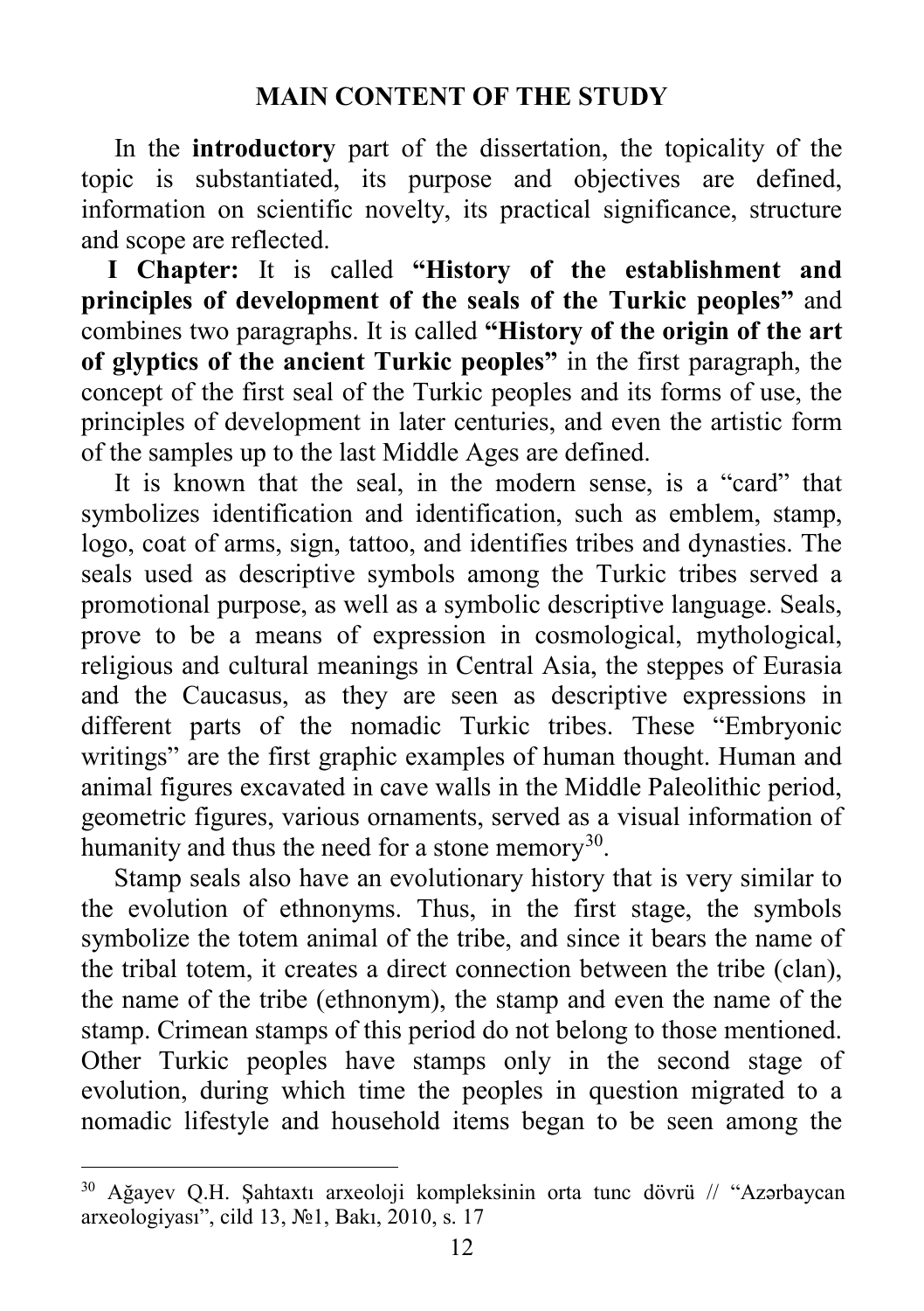## MAIN CONTENT OF THE STUDY

In the **introductory** part of the dissertation, the topicality of the topic is substantiated, its purpose and objectives are defined, information on scientific novelty, its practical significance, structure and scope are reflected.

**I Chapter:** It is called **"History of the establishment and principles of development of the seals of the Turkic peoples"** and combines two paragraphs. It is called **"History of the origin of the art of glyptics of the ancient Turkic peoples"** in the first paragraph, the concept of the first seal of the Turkic peoples and its forms of use, the principles of development in later centuries, and even the artistic form of the samples up to the last Middle Ages are defined.

It is known that the seal, in the modern sense, is a "card" that symbolizes identification and identification, such as emblem, stamp, logo, coat of arms, sign, tattoo, and identifies tribes and dynasties. The seals used as descriptive symbols among the Turkic tribes served a promotional purpose, as well as a symbolic descriptive language. Seals, prove to be a means of expression in cosmological, mythological, religious and cultural meanings in Central Asia, the steppes of Eurasia and the Caucasus, as they are seen as descriptive expressions in different parts of the nomadic Turkic tribes. These "Embryonic writings" are the first graphic examples of human thought. Human and animal figures excavated in cave walls in the Middle Paleolithic period, geometric figures, various ornaments, served as a visual information of humanity and thus the need for a stone memory[30].

Stamp seals also have an evolutionary history that is very similar to the evolution of ethnonyms. Thus, in the first stage, the symbols symbolize the totem animal of the tribe, and since it bears the name of the tribal totem, it creates a direct connection between the tribe (clan), the name of the tribe (ethnonym), the stamp and even the name of the stamp. Crimean stamps of this period do not belong to those mentioned. Other Turkic peoples have stamps only in the second stage of evolution, during which time the peoples in question migrated to a nomadic lifestyle and household items began to be seen among the

---

[30] Ağayev Q.H. Şahtaxtı arxeoloji kompleksinin orta tunc dövrü // "Azərbaycan arxeologiyası", cild 13, №1, Bakı, 2010, s. 17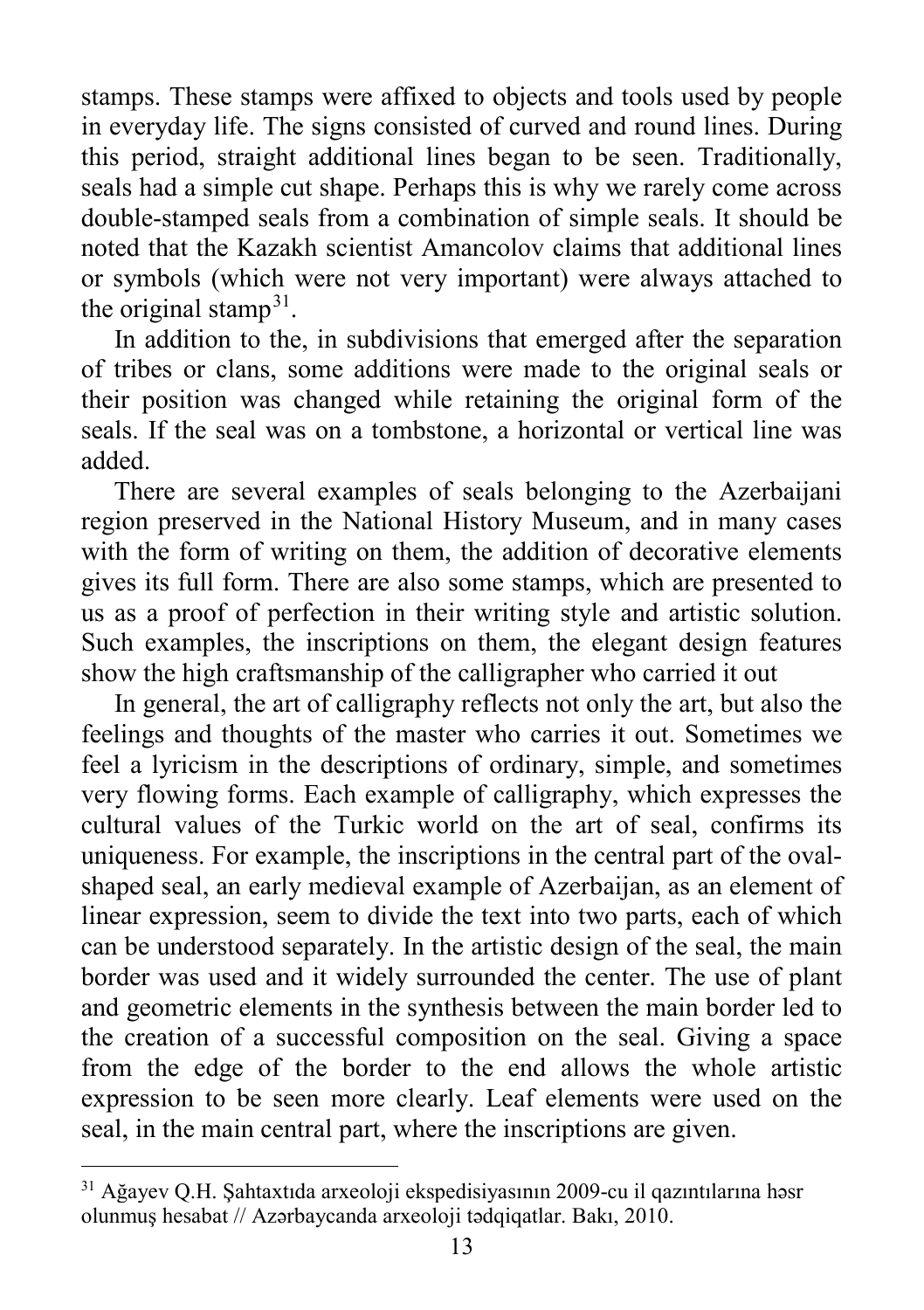stamps. These stamps were affixed to objects and tools used by people in everyday life. The signs consisted of curved and round lines. During this period, straight additional lines began to be seen. Traditionally, seals had a simple cut shape. Perhaps this is why we rarely come across double-stamped seals from a combination of simple seals. It should be noted that the Kazakh scientist Amancolov claims that additional lines or symbols (which were not very important) were always attached to the original stamp[31].

In addition to the, in subdivisions that emerged after the separation of tribes or clans, some additions were made to the original seals or their position was changed while retaining the original form of the seals. If the seal was on a tombstone, a horizontal or vertical line was added.

There are several examples of seals belonging to the Azerbaijani region preserved in the National History Museum, and in many cases with the form of writing on them, the addition of decorative elements gives its full form. There are also some stamps, which are presented to us as a proof of perfection in their writing style and artistic solution. Such examples, the inscriptions on them, the elegant design features show the high craftsmanship of the calligrapher who carried it out

In general, the art of calligraphy reflects not only the art, but also the feelings and thoughts of the master who carries it out. Sometimes we feel a lyricism in the descriptions of ordinary, simple, and sometimes very flowing forms. Each example of calligraphy, which expresses the cultural values of the Turkic world on the art of seal, confirms its uniqueness. For example, the inscriptions in the central part of the oval-shaped seal, an early medieval example of Azerbaijan, as an element of linear expression, seem to divide the text into two parts, each of which can be understood separately. In the artistic design of the seal, the main border was used and it widely surrounded the center. The use of plant and geometric elements in the synthesis between the main border led to the creation of a successful composition on the seal. Giving a space from the edge of the border to the end allows the whole artistic expression to be seen more clearly. Leaf elements were used on the seal, in the main central part, where the inscriptions are given.

---

[31] Ağayev Q.H. Şahtaxtıda arxeoloji ekspedisiyasının 2009-cu il qazıntılarına həsr olunmuş hesabat // Azərbaycanda arxeoloji tədqiqatlar. Bakı, 2010.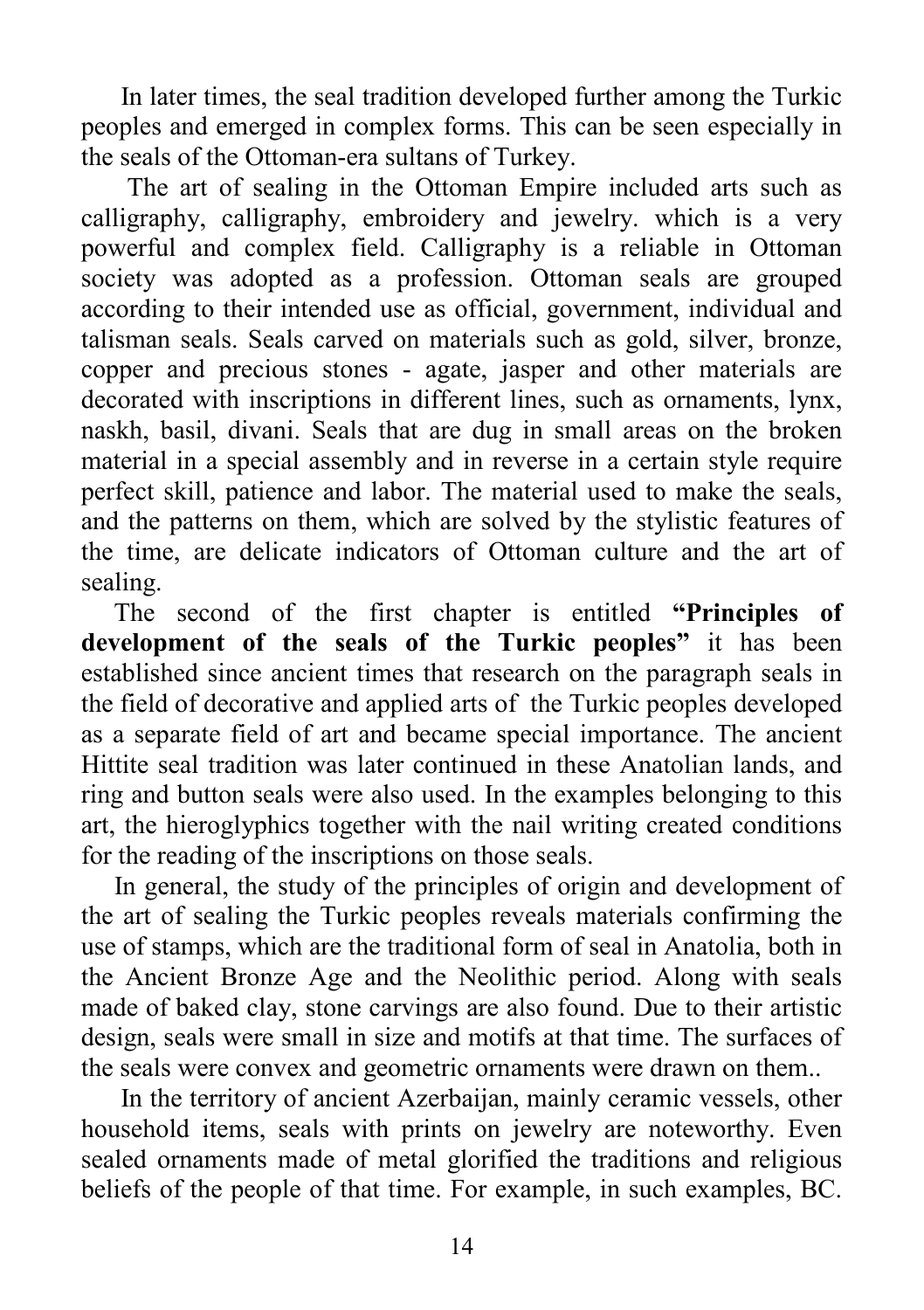In later times, the seal tradition developed further among the Turkic peoples and emerged in complex forms. This can be seen especially in the seals of the Ottoman-era sultans of Turkey.

The art of sealing in the Ottoman Empire included arts such as calligraphy, calligraphy, embroidery and jewelry. which is a very powerful and complex field. Calligraphy is a reliable in Ottoman society was adopted as a profession. Ottoman seals are grouped according to their intended use as official, government, individual and talisman seals. Seals carved on materials such as gold, silver, bronze, copper and precious stones - agate, jasper and other materials are decorated with inscriptions in different lines, such as ornaments, lynx, naskh, basil, divani. Seals that are dug in small areas on the broken material in a special assembly and in reverse in a certain style require perfect skill, patience and labor. The material used to make the seals, and the patterns on them, which are solved by the stylistic features of the time, are delicate indicators of Ottoman culture and the art of sealing.

The second of the first chapter is entitled **"Principles of development of the seals of the Turkic peoples"** it has been established since ancient times that research on the paragraph seals in the field of decorative and applied arts of the Turkic peoples developed as a separate field of art and became special importance. The ancient Hittite seal tradition was later continued in these Anatolian lands, and ring and button seals were also used. In the examples belonging to this art, the hieroglyphics together with the nail writing created conditions for the reading of the inscriptions on those seals.

In general, the study of the principles of origin and development of the art of sealing the Turkic peoples reveals materials confirming the use of stamps, which are the traditional form of seal in Anatolia, both in the Ancient Bronze Age and the Neolithic period. Along with seals made of baked clay, stone carvings are also found. Due to their artistic design, seals were small in size and motifs at that time. The surfaces of the seals were convex and geometric ornaments were drawn on them..

In the territory of ancient Azerbaijan, mainly ceramic vessels, other household items, seals with prints on jewelry are noteworthy. Even sealed ornaments made of metal glorified the traditions and religious beliefs of the people of that time. For example, in such examples, BC.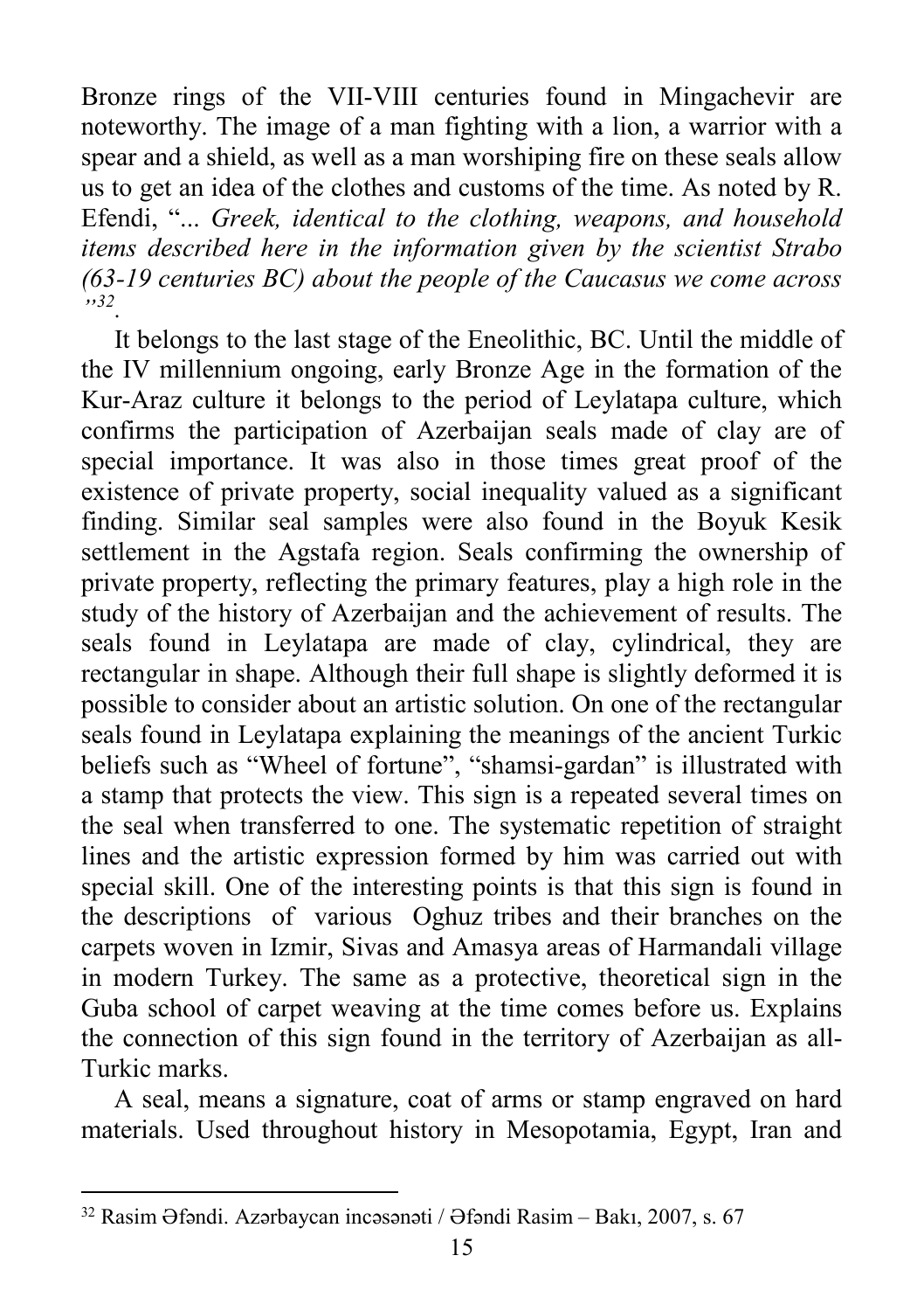Bronze rings of the VII-VIII centuries found in Mingachevir are noteworthy. The image of a man fighting with a lion, a warrior with a spear and a shield, as well as a man worshiping fire on these seals allow us to get an idea of the clothes and customs of the time. As noted by R. Efendi, "... *Greek, identical to the clothing, weapons, and household items described here in the information given by the scientist Strabo (63-19 centuries BC) about the people of the Caucasus we come across* "[32].

It belongs to the last stage of the Eneolithic, BC. Until the middle of the IV millennium ongoing, early Bronze Age in the formation of the Kur-Araz culture it belongs to the period of Leylatapa culture, which confirms the participation of Azerbaijan seals made of clay are of special importance. It was also in those times great proof of the existence of private property, social inequality valued as a significant finding. Similar seal samples were also found in the Boyuk Kesik settlement in the Agstafa region. Seals confirming the ownership of private property, reflecting the primary features, play a high role in the study of the history of Azerbaijan and the achievement of results. The seals found in Leylatapa are made of clay, cylindrical, they are rectangular in shape. Although their full shape is slightly deformed it is possible to consider about an artistic solution. On one of the rectangular seals found in Leylatapa explaining the meanings of the ancient Turkic beliefs such as "Wheel of fortune", "shamsi-gardan" is illustrated with a stamp that protects the view. This sign is a repeated several times on the seal when transferred to one. The systematic repetition of straight lines and the artistic expression formed by him was carried out with special skill. One of the interesting points is that this sign is found in the descriptions of various Oghuz tribes and their branches on the carpets woven in Izmir, Sivas and Amasya areas of Harmandali village in modern Turkey. The same as a protective, theoretical sign in the Guba school of carpet weaving at the time comes before us. Explains the connection of this sign found in the territory of Azerbaijan as all-Turkic marks.

A seal, means a signature, coat of arms or stamp engraved on hard materials. Used throughout history in Mesopotamia, Egypt, Iran and

---

[32] Rasim Əfəndi. Azərbaycan incəsənəti / Əfəndi Rasim – Bakı, 2007, s. 67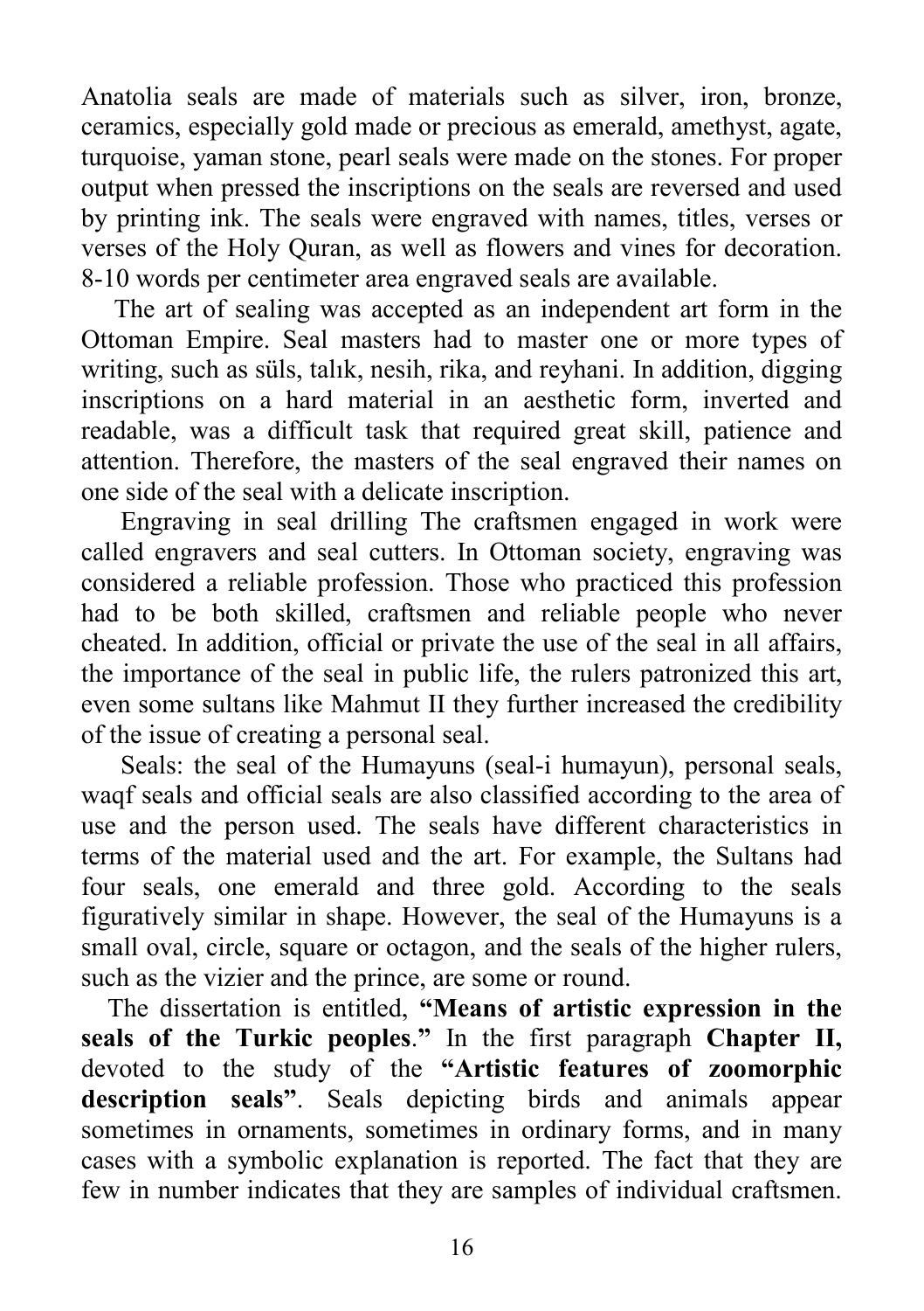Anatolia seals are made of materials such as silver, iron, bronze, ceramics, especially gold made or precious as emerald, amethyst, agate, turquoise, yaman stone, pearl seals were made on the stones. For proper output when pressed the inscriptions on the seals are reversed and used by printing ink. The seals were engraved with names, titles, verses or verses of the Holy Quran, as well as flowers and vines for decoration. 8-10 words per centimeter area engraved seals are available.

The art of sealing was accepted as an independent art form in the Ottoman Empire. Seal masters had to master one or more types of writing, such as süls, talık, nesih, rika, and reyhani. In addition, digging inscriptions on a hard material in an aesthetic form, inverted and readable, was a difficult task that required great skill, patience and attention. Therefore, the masters of the seal engraved their names on one side of the seal with a delicate inscription.

Engraving in seal drilling The craftsmen engaged in work were called engravers and seal cutters. In Ottoman society, engraving was considered a reliable profession. Those who practiced this profession had to be both skilled, craftsmen and reliable people who never cheated. In addition, official or private the use of the seal in all affairs, the importance of the seal in public life, the rulers patronized this art, even some sultans like Mahmut II they further increased the credibility of the issue of creating a personal seal.

Seals: the seal of the Humayuns (seal-i humayun), personal seals, waqf seals and official seals are also classified according to the area of use and the person used. The seals have different characteristics in terms of the material used and the art. For example, the Sultans had four seals, one emerald and three gold. According to the seals figuratively similar in shape. However, the seal of the Humayuns is a small oval, circle, square or octagon, and the seals of the higher rulers, such as the vizier and the prince, are some or round.

The dissertation is entitled, **"Means of artistic expression in the seals of the Turkic peoples."** In the first paragraph **Chapter II,** devoted to the study of the **"Artistic features of zoomorphic description seals"**. Seals depicting birds and animals appear sometimes in ornaments, sometimes in ordinary forms, and in many cases with a symbolic explanation is reported. The fact that they are few in number indicates that they are samples of individual craftsmen.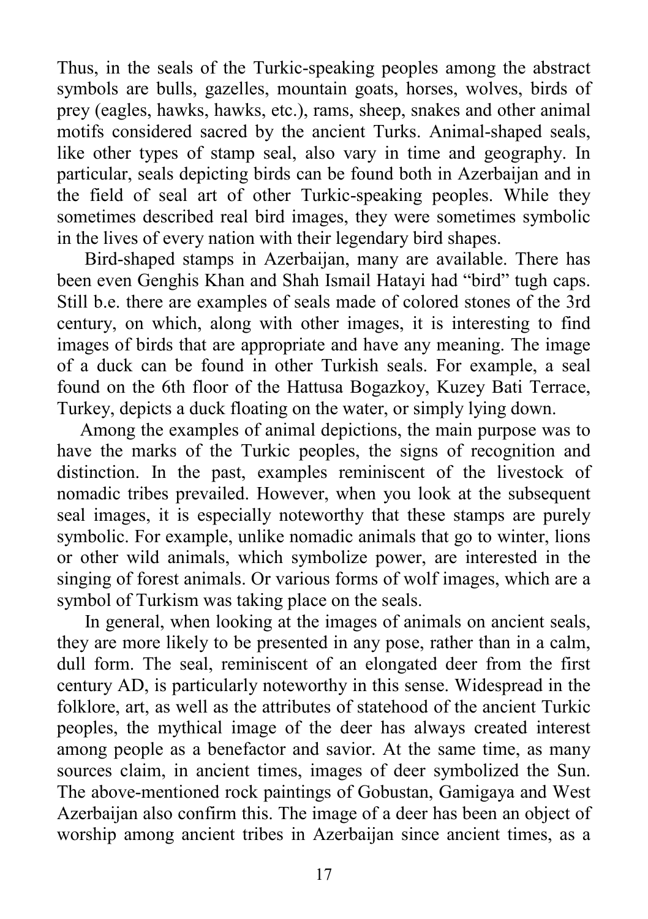Thus, in the seals of the Turkic-speaking peoples among the abstract symbols are bulls, gazelles, mountain goats, horses, wolves, birds of prey (eagles, hawks, hawks, etc.), rams, sheep, snakes and other animal motifs considered sacred by the ancient Turks. Animal-shaped seals, like other types of stamp seal, also vary in time and geography. In particular, seals depicting birds can be found both in Azerbaijan and in the field of seal art of other Turkic-speaking peoples. While they sometimes described real bird images, they were sometimes symbolic in the lives of every nation with their legendary bird shapes.

Bird-shaped stamps in Azerbaijan, many are available. There has been even Genghis Khan and Shah Ismail Hatayi had "bird" tugh caps. Still b.e. there are examples of seals made of colored stones of the 3rd century, on which, along with other images, it is interesting to find images of birds that are appropriate and have any meaning. The image of a duck can be found in other Turkish seals. For example, a seal found on the 6th floor of the Hattusa Bogazkoy, Kuzey Bati Terrace, Turkey, depicts a duck floating on the water, or simply lying down.

Among the examples of animal depictions, the main purpose was to have the marks of the Turkic peoples, the signs of recognition and distinction. In the past, examples reminiscent of the livestock of nomadic tribes prevailed. However, when you look at the subsequent seal images, it is especially noteworthy that these stamps are purely symbolic. For example, unlike nomadic animals that go to winter, lions or other wild animals, which symbolize power, are interested in the singing of forest animals. Or various forms of wolf images, which are a symbol of Turkism was taking place on the seals.

In general, when looking at the images of animals on ancient seals, they are more likely to be presented in any pose, rather than in a calm, dull form. The seal, reminiscent of an elongated deer from the first century AD, is particularly noteworthy in this sense. Widespread in the folklore, art, as well as the attributes of statehood of the ancient Turkic peoples, the mythical image of the deer has always created interest among people as a benefactor and savior. At the same time, as many sources claim, in ancient times, images of deer symbolized the Sun. The above-mentioned rock paintings of Gobustan, Gamigaya and West Azerbaijan also confirm this. The image of a deer has been an object of worship among ancient tribes in Azerbaijan since ancient times, as a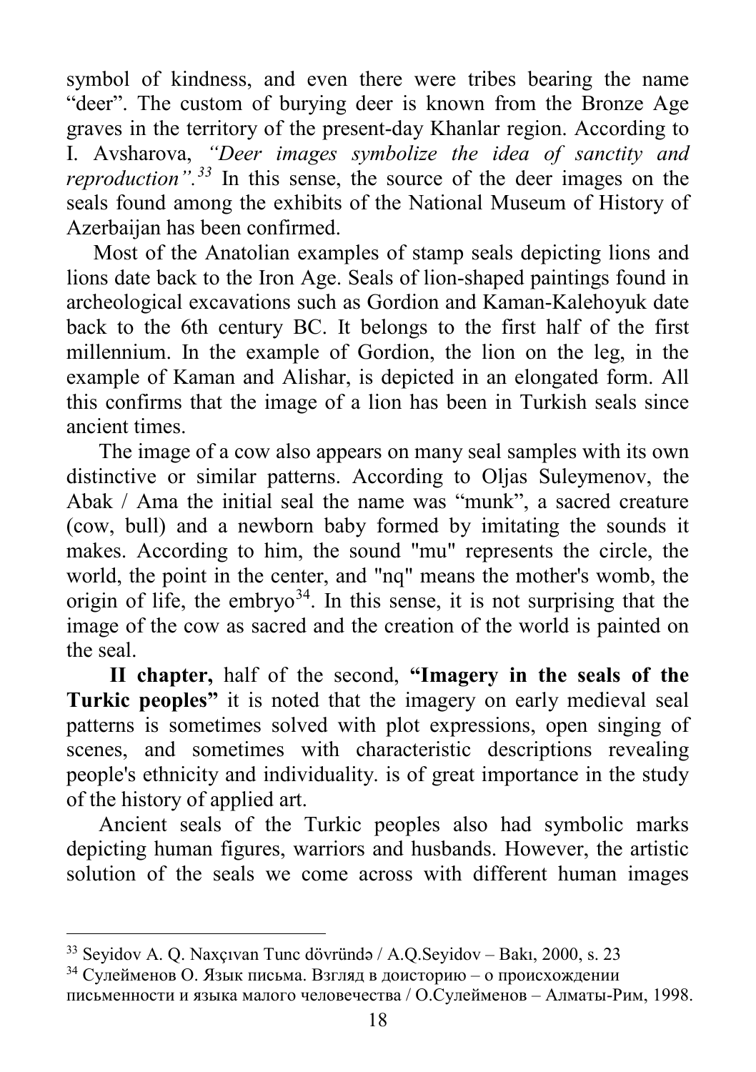symbol of kindness, and even there were tribes bearing the name "deer". The custom of burying deer is known from the Bronze Age graves in the territory of the present-day Khanlar region. According to I. Avsharova, *"Deer images symbolize the idea of sanctity and reproduction".*[33] In this sense, the source of the deer images on the seals found among the exhibits of the National Museum of History of Azerbaijan has been confirmed.

Most of the Anatolian examples of stamp seals depicting lions and lions date back to the Iron Age. Seals of lion-shaped paintings found in archeological excavations such as Gordion and Kaman-Kalehoyuk date back to the 6th century BC. It belongs to the first half of the first millennium. In the example of Gordion, the lion on the leg, in the example of Kaman and Alishar, is depicted in an elongated form. All this confirms that the image of a lion has been in Turkish seals since ancient times.

The image of a cow also appears on many seal samples with its own distinctive or similar patterns. According to Oljas Suleymenov, the Abak / Ama the initial seal the name was "munk", a sacred creature (cow, bull) and a newborn baby formed by imitating the sounds it makes. According to him, the sound "mu" represents the circle, the world, the point in the center, and "nq" means the mother's womb, the origin of life, the embryo[34]. In this sense, it is not surprising that the image of the cow as sacred and the creation of the world is painted on the seal.

**II chapter,** half of the second, **"Imagery in the seals of the Turkic peoples"** it is noted that the imagery on early medieval seal patterns is sometimes solved with plot expressions, open singing of scenes, and sometimes with characteristic descriptions revealing people's ethnicity and individuality. is of great importance in the study of the history of applied art.

Ancient seals of the Turkic peoples also had symbolic marks depicting human figures, warriors and husbands. However, the artistic solution of the seals we come across with different human images

---

[33] Seyidov A. Q. Naxçıvan Tunc dövründə / A.Q.Seyidov – Bakı, 2000, s. 23

[34] Сулейменов О. Язык письма. Взгляд в доисторию – о происхождении письменности и языка малого человечества / О.Сулейменов – Алматы-Рим, 1998.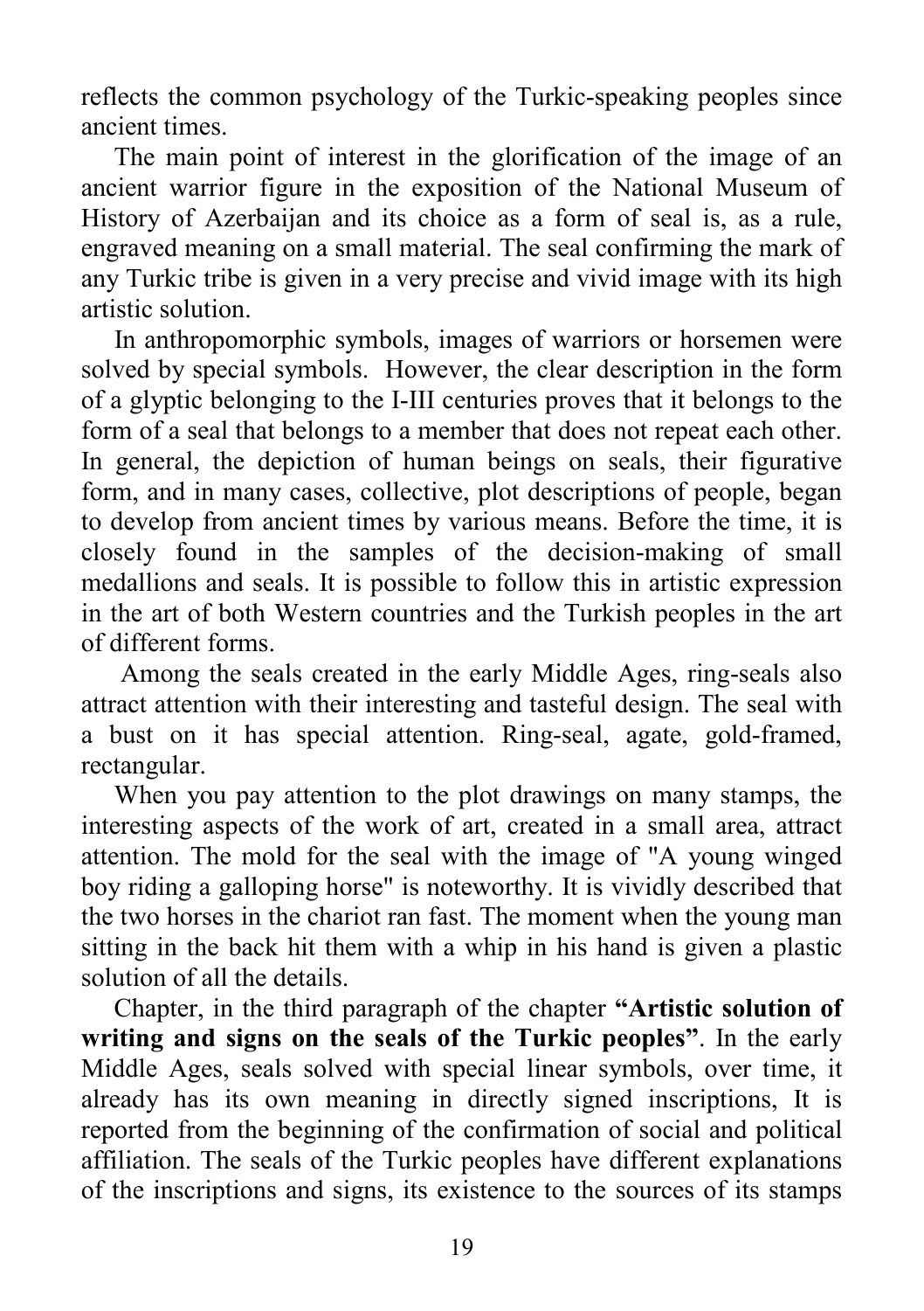reflects the common psychology of the Turkic-speaking peoples since ancient times.

The main point of interest in the glorification of the image of an ancient warrior figure in the exposition of the National Museum of History of Azerbaijan and its choice as a form of seal is, as a rule, engraved meaning on a small material. The seal confirming the mark of any Turkic tribe is given in a very precise and vivid image with its high artistic solution.

In anthropomorphic symbols, images of warriors or horsemen were solved by special symbols. However, the clear description in the form of a glyptic belonging to the I-III centuries proves that it belongs to the form of a seal that belongs to a member that does not repeat each other. In general, the depiction of human beings on seals, their figurative form, and in many cases, collective, plot descriptions of people, began to develop from ancient times by various means. Before the time, it is closely found in the samples of the decision-making of small medallions and seals. It is possible to follow this in artistic expression in the art of both Western countries and the Turkish peoples in the art of different forms.

Among the seals created in the early Middle Ages, ring-seals also attract attention with their interesting and tasteful design. The seal with a bust on it has special attention. Ring-seal, agate, gold-framed, rectangular.

When you pay attention to the plot drawings on many stamps, the interesting aspects of the work of art, created in a small area, attract attention. The mold for the seal with the image of "A young winged boy riding a galloping horse" is noteworthy. It is vividly described that the two horses in the chariot ran fast. The moment when the young man sitting in the back hit them with a whip in his hand is given a plastic solution of all the details.

Chapter, in the third paragraph of the chapter **"Artistic solution of writing and signs on the seals of the Turkic peoples"**. In the early Middle Ages, seals solved with special linear symbols, over time, it already has its own meaning in directly signed inscriptions, It is reported from the beginning of the confirmation of social and political affiliation. The seals of the Turkic peoples have different explanations of the inscriptions and signs, its existence to the sources of its stamps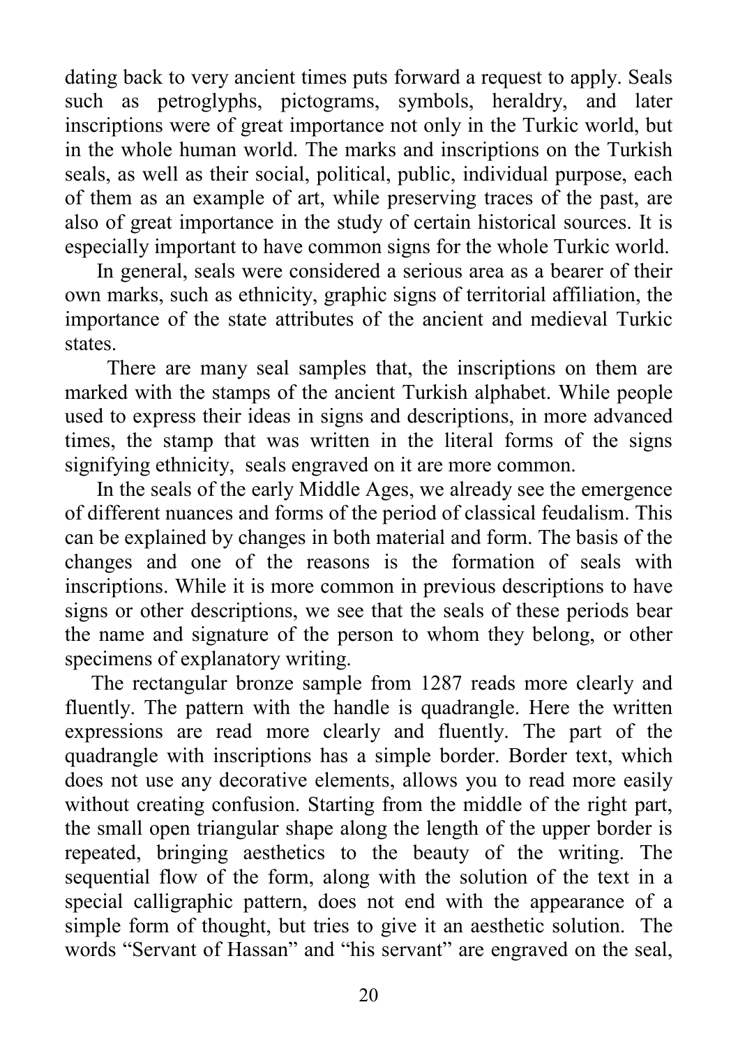dating back to very ancient times puts forward a request to apply. Seals such as petroglyphs, pictograms, symbols, heraldry, and later inscriptions were of great importance not only in the Turkic world, but in the whole human world. The marks and inscriptions on the Turkish seals, as well as their social, political, public, individual purpose, each of them as an example of art, while preserving traces of the past, are also of great importance in the study of certain historical sources. It is especially important to have common signs for the whole Turkic world.

In general, seals were considered a serious area as a bearer of their own marks, such as ethnicity, graphic signs of territorial affiliation, the importance of the state attributes of the ancient and medieval Turkic states.

There are many seal samples that, the inscriptions on them are marked with the stamps of the ancient Turkish alphabet. While people used to express their ideas in signs and descriptions, in more advanced times, the stamp that was written in the literal forms of the signs signifying ethnicity, seals engraved on it are more common.

In the seals of the early Middle Ages, we already see the emergence of different nuances and forms of the period of classical feudalism. This can be explained by changes in both material and form. The basis of the changes and one of the reasons is the formation of seals with inscriptions. While it is more common in previous descriptions to have signs or other descriptions, we see that the seals of these periods bear the name and signature of the person to whom they belong, or other specimens of explanatory writing.

The rectangular bronze sample from 1287 reads more clearly and fluently. The pattern with the handle is quadrangle. Here the written expressions are read more clearly and fluently. The part of the quadrangle with inscriptions has a simple border. Border text, which does not use any decorative elements, allows you to read more easily without creating confusion. Starting from the middle of the right part, the small open triangular shape along the length of the upper border is repeated, bringing aesthetics to the beauty of the writing. The sequential flow of the form, along with the solution of the text in a special calligraphic pattern, does not end with the appearance of a simple form of thought, but tries to give it an aesthetic solution. The words "Servant of Hassan" and "his servant" are engraved on the seal,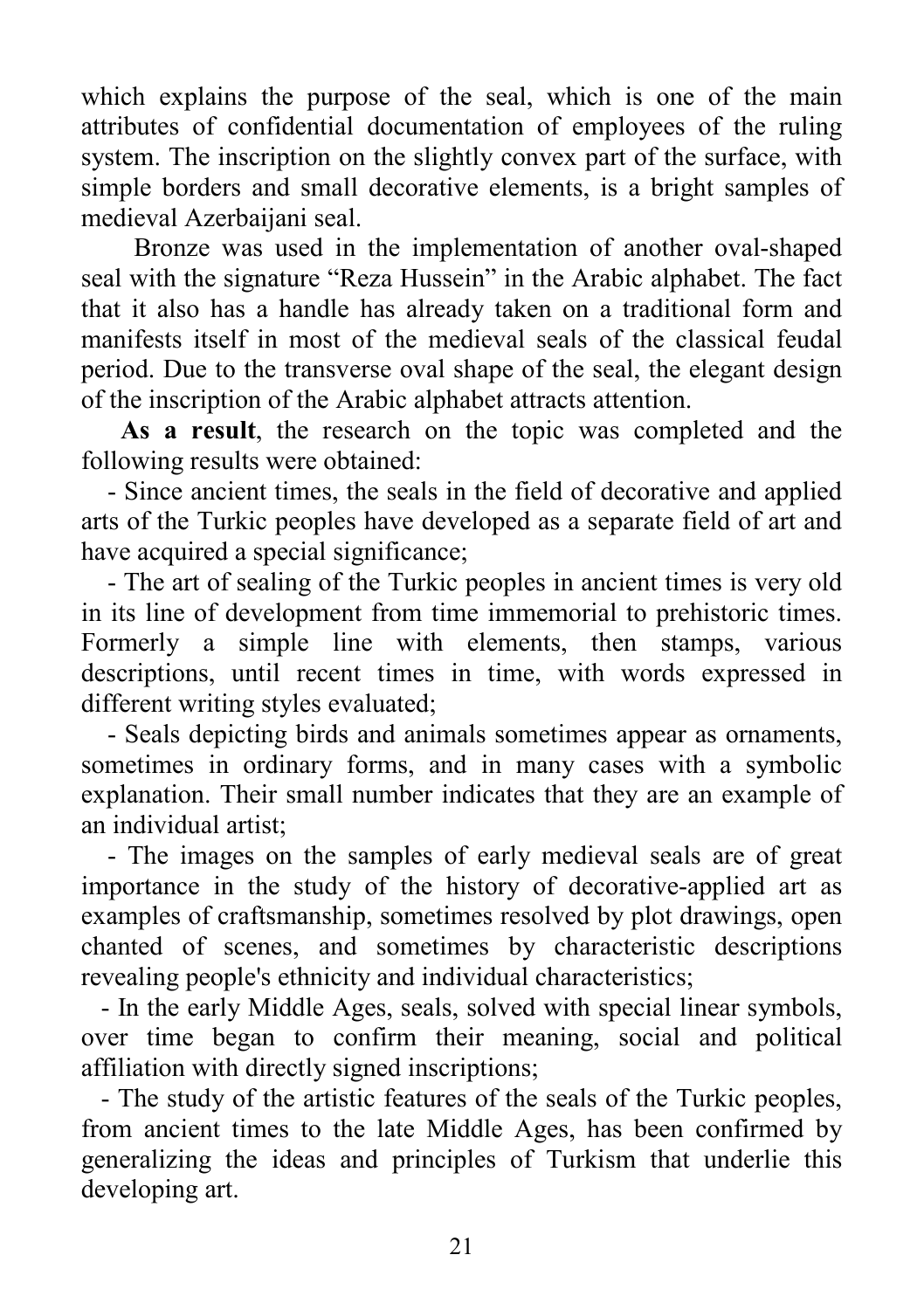which explains the purpose of the seal, which is one of the main attributes of confidential documentation of employees of the ruling system. The inscription on the slightly convex part of the surface, with simple borders and small decorative elements, is a bright samples of medieval Azerbaijani seal.

Bronze was used in the implementation of another oval-shaped seal with the signature "Reza Hussein" in the Arabic alphabet. The fact that it also has a handle has already taken on a traditional form and manifests itself in most of the medieval seals of the classical feudal period. Due to the transverse oval shape of the seal, the elegant design of the inscription of the Arabic alphabet attracts attention.

**As a result**, the research on the topic was completed and the following results were obtained:

- Since ancient times, the seals in the field of decorative and applied arts of the Turkic peoples have developed as a separate field of art and have acquired a special significance;
- The art of sealing of the Turkic peoples in ancient times is very old in its line of development from time immemorial to prehistoric times. Formerly a simple line with elements, then stamps, various descriptions, until recent times in time, with words expressed in different writing styles evaluated;
- Seals depicting birds and animals sometimes appear as ornaments, sometimes in ordinary forms, and in many cases with a symbolic explanation. Their small number indicates that they are an example of an individual artist;
- The images on the samples of early medieval seals are of great importance in the study of the history of decorative-applied art as examples of craftsmanship, sometimes resolved by plot drawings, open chanted of scenes, and sometimes by characteristic descriptions revealing people's ethnicity and individual characteristics;
- In the early Middle Ages, seals, solved with special linear symbols, over time began to confirm their meaning, social and political affiliation with directly signed inscriptions;
- The study of the artistic features of the seals of the Turkic peoples, from ancient times to the late Middle Ages, has been confirmed by generalizing the ideas and principles of Turkism that underlie this developing art.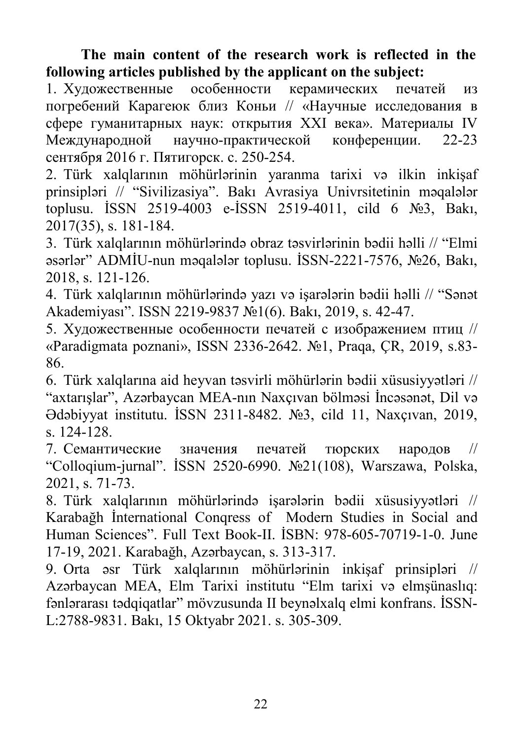**The main content of the research work is reflected in the following articles published by the applicant on the subject:**

1. Художественные особенности керамических печатей из погребений Карагеюк близ Коньи // «Научные исследования в сфере гуманитарных наук: открытия XXI века». Материалы IV Международной научно-практической конференции. 22-23 сентября 2016 г. Пятигорск. с. 250-254.
2. Türk xalqlarının möhürlərinin yaranma tarixi və ilkin inkişaf prinsipləri // "Sivilizasiya". Bakı Avrasiya Univrsitetinin məqalələr toplusu. İSSN 2519-4003 e-İSSN 2519-4011, cild 6 №3, Bakı, 2017(35), s. 181-184.
3. Türk xalqlarının möhürlərində obraz təsvirlərinin bədii həlli // "Elmi əsərlər" ADMİU-nun məqalələr toplusu. İSSN-2221-7576, №26, Bakı, 2018, s. 121-126.
4. Türk xalqlarının möhürlərində yazı və işarələrin bədii həlli // "Sənət Akademiyası". ISSN 2219-9837 №1(6). Bakı, 2019, s. 42-47.
5. Художественные особенности печатей с изображением птиц // «Paradigmata poznani», ISSN 2336-2642. №1, Praqa, ÇR, 2019, s.83-86.
6. Türk xalqlarına aid heyvan təsvirli möhürlərin bədii xüsusiyyətləri // "axtarışlar", Azərbaycan MEA-nın Naxçıvan bölməsi İncəsənət, Dil və Ədəbiyyat institutu. İSSN 2311-8482. №3, cild 11, Naxçıvan, 2019, s. 124-128.
7. Семантические значения печатей тюрских народов // "Colloqium-jurnal". İSSN 2520-6990. №21(108), Warszawa, Polska, 2021, s. 71-73.
8. Türk xalqlarının möhürlərində işarələrin bədii xüsusiyyətləri // Karabağh İnternational Conqress of Modern Studies in Social and Human Sciences". Full Text Book-II. İSBN: 978-605-70719-1-0. June 17-19, 2021. Karabağh, Azərbaycan, s. 313-317.
9. Orta əsr Türk xalqlarının möhürlərinin inkişaf prinsipləri // Azərbaycan MEA, Elm Tarixi institutu "Elm tarixi və elmşünaslıq: fənlərarası tədqiqatlar" mövzusunda II beynəlxalq elmi konfrans. İSSN-L:2788-9831. Bakı, 15 Oktyabr 2021. s. 305-309.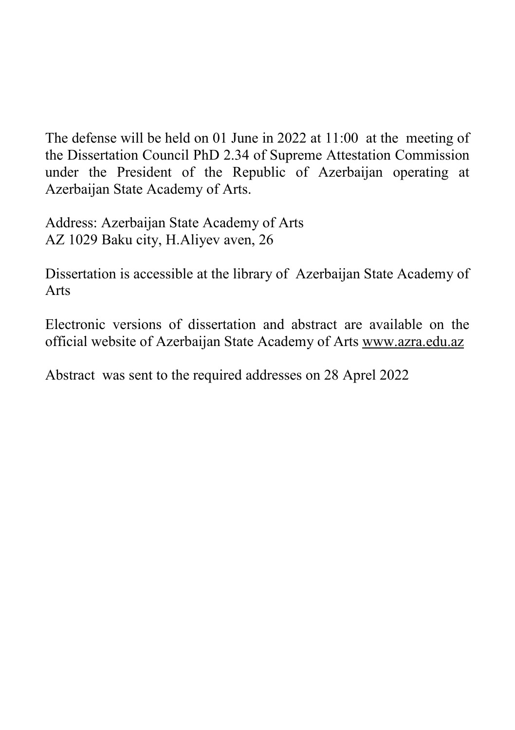The defense will be held on 01 June in 2022 at 11:00 at the meeting of the Dissertation Council PhD 2.34 of Supreme Attestation Commission under the President of the Republic of Azerbaijan operating at Azerbaijan State Academy of Arts.

Address: Azerbaijan State Academy of Arts
AZ 1029 Baku city, H.Aliyev aven, 26

Dissertation is accessible at the library of Azerbaijan State Academy of Arts

Electronic versions of dissertation and abstract are available on the official website of Azerbaijan State Academy of Arts www.azra.edu.az

Abstract was sent to the required addresses on 28 Aprel 2022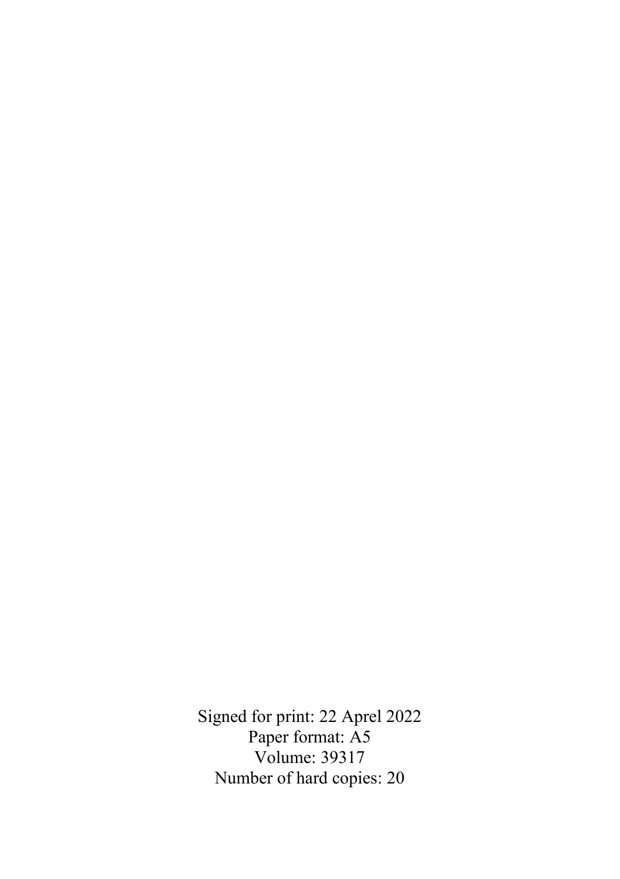Signed for print: 22 Aprel 2022
Paper format: A5
Volume: 39317
Number of hard copies: 20